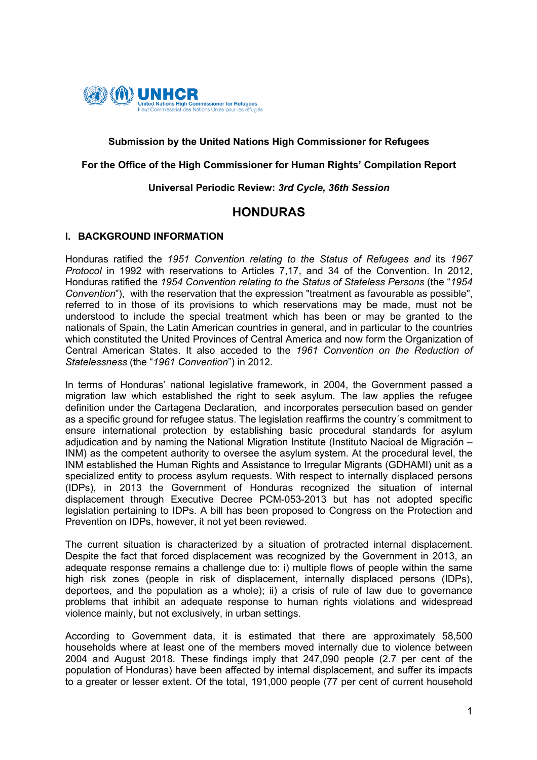**Submission by the United Nations High Commissioner for Refugees**

**For the Office of the High Commissioner for Human Rights' Compilation Report**

**Universal Periodic Review:** ***3rd Cycle, 36th Session***

# HONDURAS

## I. BACKGROUND INFORMATION

Honduras ratified the *1951 Convention relating to the Status of Refugees and* its *1967 Protocol* in 1992 with reservations to Articles 7,17, and 34 of the Convention. In 2012, Honduras ratified the *1954 Convention relating to the Status of Stateless Persons* (the "*1954 Convention*"), with the reservation that the expression "treatment as favourable as possible", referred to in those of its provisions to which reservations may be made, must not be understood to include the special treatment which has been or may be granted to the nationals of Spain, the Latin American countries in general, and in particular to the countries which constituted the United Provinces of Central America and now form the Organization of Central American States. It also acceded to the *1961 Convention on the Reduction of Statelessness* (the "*1961 Convention*") in 2012.

In terms of Honduras' national legislative framework, in 2004, the Government passed a migration law which established the right to seek asylum. The law applies the refugee definition under the Cartagena Declaration, and incorporates persecution based on gender as a specific ground for refugee status. The legislation reaffirms the country´s commitment to ensure international protection by establishing basic procedural standards for asylum adjudication and by naming the National Migration Institute (Instituto Nacioal de Migración – INM) as the competent authority to oversee the asylum system. At the procedural level, the INM established the Human Rights and Assistance to Irregular Migrants (GDHAMI) unit as a specialized entity to process asylum requests. With respect to internally displaced persons (IDPs), in 2013 the Government of Honduras recognized the situation of internal displacement through Executive Decree PCM-053-2013 but has not adopted specific legislation pertaining to IDPs. A bill has been proposed to Congress on the Protection and Prevention on IDPs, however, it not yet been reviewed.

The current situation is characterized by a situation of protracted internal displacement. Despite the fact that forced displacement was recognized by the Government in 2013, an adequate response remains a challenge due to: i) multiple flows of people within the same high risk zones (people in risk of displacement, internally displaced persons (IDPs), deportees, and the population as a whole); ii) a crisis of rule of law due to governance problems that inhibit an adequate response to human rights violations and widespread violence mainly, but not exclusively, in urban settings.

According to Government data, it is estimated that there are approximately 58,500 households where at least one of the members moved internally due to violence between 2004 and August 2018. These findings imply that 247,090 people (2.7 per cent of the population of Honduras) have been affected by internal displacement, and suffer its impacts to a greater or lesser extent. Of the total, 191,000 people (77 per cent of current household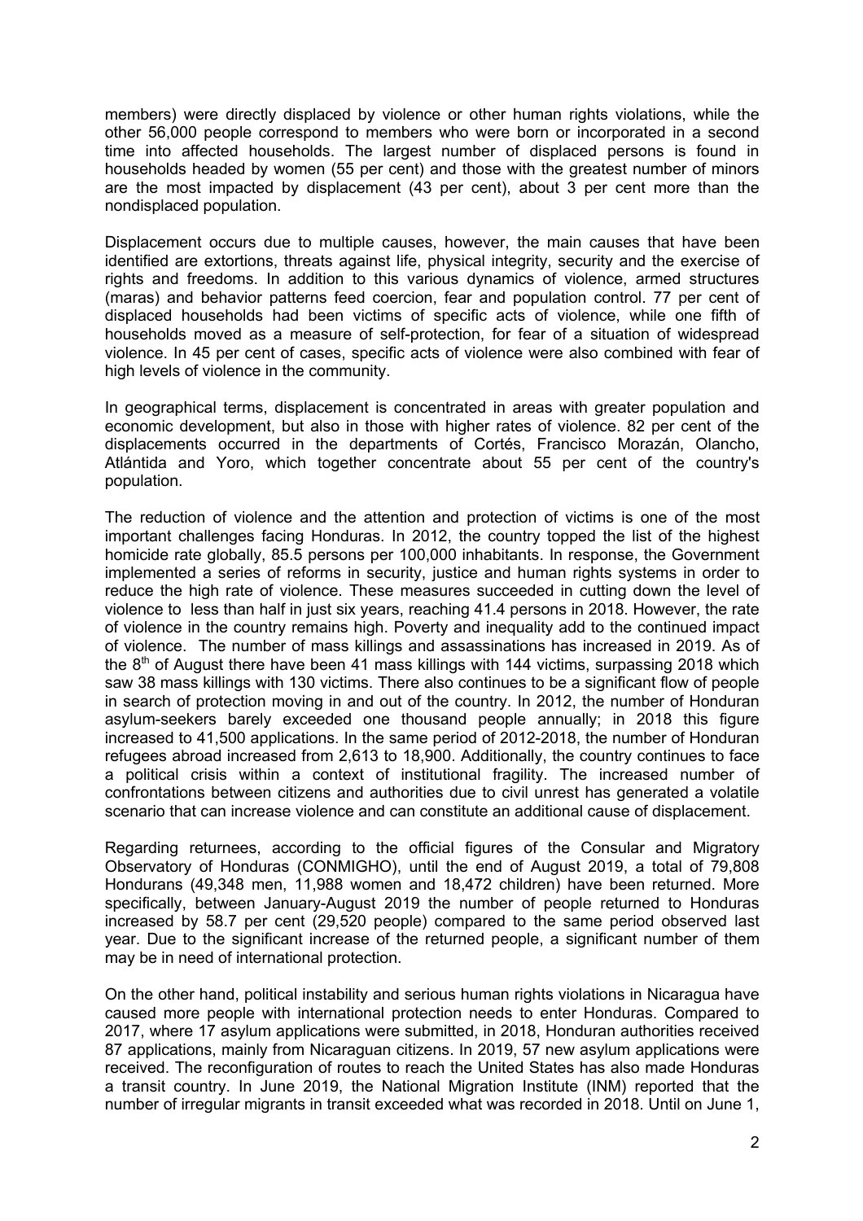members) were directly displaced by violence or other human rights violations, while the other 56,000 people correspond to members who were born or incorporated in a second time into affected households. The largest number of displaced persons is found in households headed by women (55 per cent) and those with the greatest number of minors are the most impacted by displacement (43 per cent), about 3 per cent more than the nondisplaced population.

Displacement occurs due to multiple causes, however, the main causes that have been identified are extortions, threats against life, physical integrity, security and the exercise of rights and freedoms. In addition to this various dynamics of violence, armed structures (maras) and behavior patterns feed coercion, fear and population control. 77 per cent of displaced households had been victims of specific acts of violence, while one fifth of households moved as a measure of self-protection, for fear of a situation of widespread violence. In 45 per cent of cases, specific acts of violence were also combined with fear of high levels of violence in the community.

In geographical terms, displacement is concentrated in areas with greater population and economic development, but also in those with higher rates of violence. 82 per cent of the displacements occurred in the departments of Cortés, Francisco Morazán, Olancho, Atlántida and Yoro, which together concentrate about 55 per cent of the country's population.

The reduction of violence and the attention and protection of victims is one of the most important challenges facing Honduras. In 2012, the country topped the list of the highest homicide rate globally, 85.5 persons per 100,000 inhabitants. In response, the Government implemented a series of reforms in security, justice and human rights systems in order to reduce the high rate of violence. These measures succeeded in cutting down the level of violence to less than half in just six years, reaching 41.4 persons in 2018. However, the rate of violence in the country remains high. Poverty and inequality add to the continued impact of violence. The number of mass killings and assassinations has increased in 2019. As of the 8th of August there have been 41 mass killings with 144 victims, surpassing 2018 which saw 38 mass killings with 130 victims. There also continues to be a significant flow of people in search of protection moving in and out of the country. In 2012, the number of Honduran asylum-seekers barely exceeded one thousand people annually; in 2018 this figure increased to 41,500 applications. In the same period of 2012-2018, the number of Honduran refugees abroad increased from 2,613 to 18,900. Additionally, the country continues to face a political crisis within a context of institutional fragility. The increased number of confrontations between citizens and authorities due to civil unrest has generated a volatile scenario that can increase violence and can constitute an additional cause of displacement.

Regarding returnees, according to the official figures of the Consular and Migratory Observatory of Honduras (CONMIGHO), until the end of August 2019, a total of 79,808 Hondurans (49,348 men, 11,988 women and 18,472 children) have been returned. More specifically, between January-August 2019 the number of people returned to Honduras increased by 58.7 per cent (29,520 people) compared to the same period observed last year. Due to the significant increase of the returned people, a significant number of them may be in need of international protection.

On the other hand, political instability and serious human rights violations in Nicaragua have caused more people with international protection needs to enter Honduras. Compared to 2017, where 17 asylum applications were submitted, in 2018, Honduran authorities received 87 applications, mainly from Nicaraguan citizens. In 2019, 57 new asylum applications were received. The reconfiguration of routes to reach the United States has also made Honduras a transit country. In June 2019, the National Migration Institute (INM) reported that the number of irregular migrants in transit exceeded what was recorded in 2018. Until on June 1,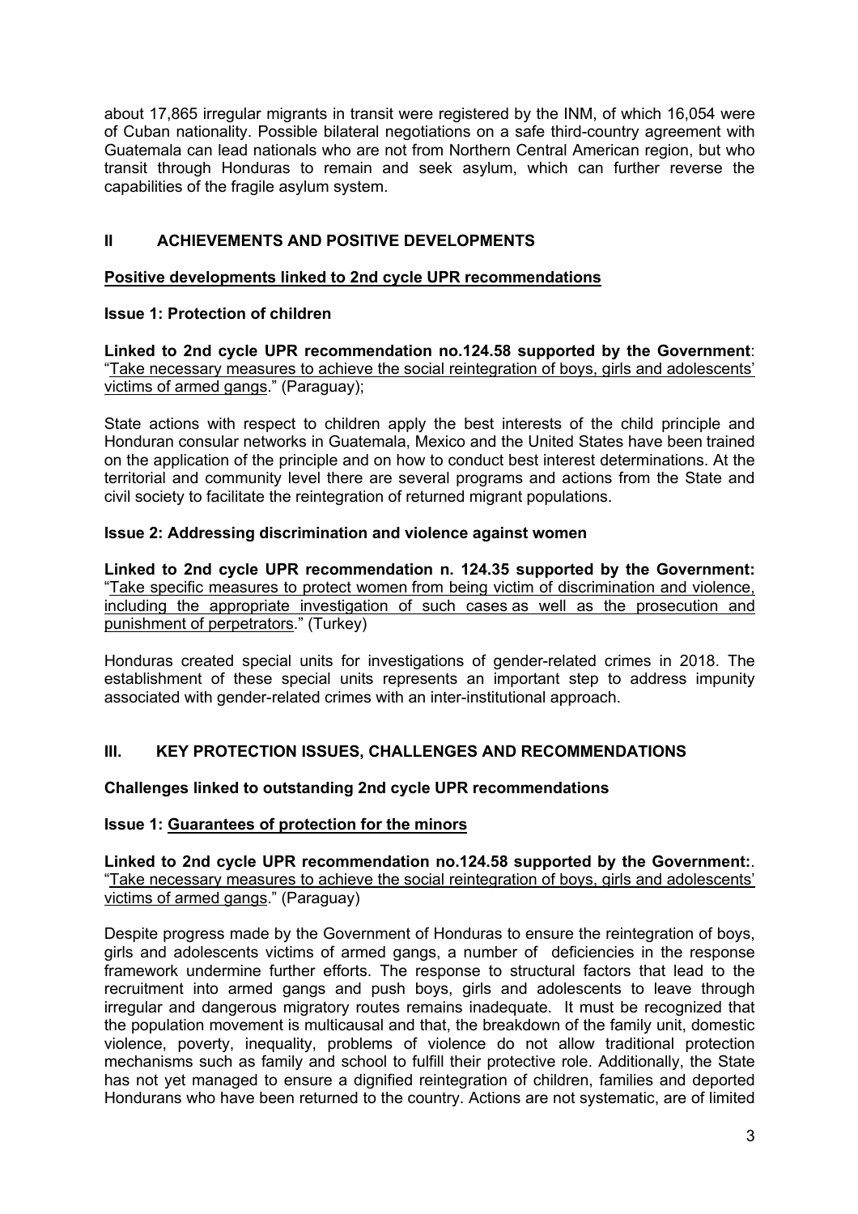about 17,865 irregular migrants in transit were registered by the INM, of which 16,054 were of Cuban nationality. Possible bilateral negotiations on a safe third-country agreement with Guatemala can lead nationals who are not from Northern Central American region, but who transit through Honduras to remain and seek asylum, which can further reverse the capabilities of the fragile asylum system.

## II ACHIEVEMENTS AND POSITIVE DEVELOPMENTS

**Positive developments linked to 2nd cycle UPR recommendations**

**Issue 1: Protection of children**

**Linked to 2nd cycle UPR recommendation no.124.58 supported by the Government**: "Take necessary measures to achieve the social reintegration of boys, girls and adolescents' victims of armed gangs." (Paraguay);

State actions with respect to children apply the best interests of the child principle and Honduran consular networks in Guatemala, Mexico and the United States have been trained on the application of the principle and on how to conduct best interest determinations. At the territorial and community level there are several programs and actions from the State and civil society to facilitate the reintegration of returned migrant populations.

**Issue 2: Addressing discrimination and violence against women**

**Linked to 2nd cycle UPR recommendation n. 124.35 supported by the Government:** "Take specific measures to protect women from being victim of discrimination and violence, including the appropriate investigation of such cases as well as the prosecution and punishment of perpetrators." (Turkey)

Honduras created special units for investigations of gender-related crimes in 2018. The establishment of these special units represents an important step to address impunity associated with gender-related crimes with an inter-institutional approach.

## III. KEY PROTECTION ISSUES, CHALLENGES AND RECOMMENDATIONS

**Challenges linked to outstanding 2nd cycle UPR recommendations**

**Issue 1: Guarantees of protection for the minors**

**Linked to 2nd cycle UPR recommendation no.124.58 supported by the Government:**. "Take necessary measures to achieve the social reintegration of boys, girls and adolescents' victims of armed gangs." (Paraguay)

Despite progress made by the Government of Honduras to ensure the reintegration of boys, girls and adolescents victims of armed gangs, a number of deficiencies in the response framework undermine further efforts. The response to structural factors that lead to the recruitment into armed gangs and push boys, girls and adolescents to leave through irregular and dangerous migratory routes remains inadequate. It must be recognized that the population movement is multicausal and that, the breakdown of the family unit, domestic violence, poverty, inequality, problems of violence do not allow traditional protection mechanisms such as family and school to fulfill their protective role. Additionally, the State has not yet managed to ensure a dignified reintegration of children, families and deported Hondurans who have been returned to the country. Actions are not systematic, are of limited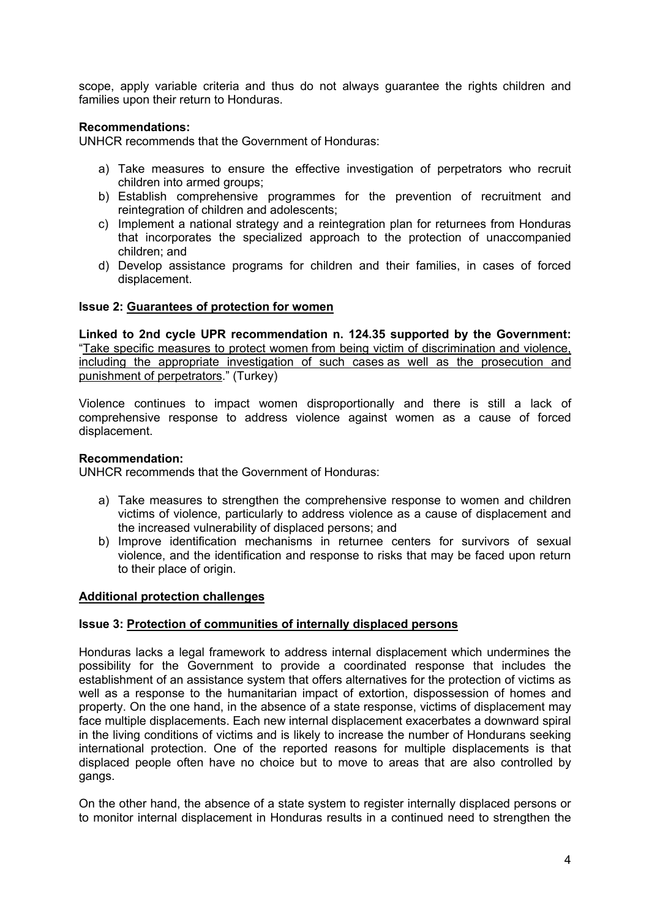scope, apply variable criteria and thus do not always guarantee the rights children and families upon their return to Honduras.

**Recommendations:**

UNHCR recommends that the Government of Honduras:

a) Take measures to ensure the effective investigation of perpetrators who recruit children into armed groups;
b) Establish comprehensive programmes for the prevention of recruitment and reintegration of children and adolescents;
c) Implement a national strategy and a reintegration plan for returnees from Honduras that incorporates the specialized approach to the protection of unaccompanied children; and
d) Develop assistance programs for children and their families, in cases of forced displacement.

**Issue 2: Guarantees of protection for women**

**Linked to 2nd cycle UPR recommendation n. 124.35 supported by the Government:** "Take specific measures to protect women from being victim of discrimination and violence, including the appropriate investigation of such cases as well as the prosecution and punishment of perpetrators." (Turkey)

Violence continues to impact women disproportionally and there is still a lack of comprehensive response to address violence against women as a cause of forced displacement.

**Recommendation:**

UNHCR recommends that the Government of Honduras:

a) Take measures to strengthen the comprehensive response to women and children victims of violence, particularly to address violence as a cause of displacement and the increased vulnerability of displaced persons; and
b) Improve identification mechanisms in returnee centers for survivors of sexual violence, and the identification and response to risks that may be faced upon return to their place of origin.

**Additional protection challenges**

**Issue 3: Protection of communities of internally displaced persons**

Honduras lacks a legal framework to address internal displacement which undermines the possibility for the Government to provide a coordinated response that includes the establishment of an assistance system that offers alternatives for the protection of victims as well as a response to the humanitarian impact of extortion, dispossession of homes and property. On the one hand, in the absence of a state response, victims of displacement may face multiple displacements. Each new internal displacement exacerbates a downward spiral in the living conditions of victims and is likely to increase the number of Hondurans seeking international protection. One of the reported reasons for multiple displacements is that displaced people often have no choice but to move to areas that are also controlled by gangs.

On the other hand, the absence of a state system to register internally displaced persons or to monitor internal displacement in Honduras results in a continued need to strengthen the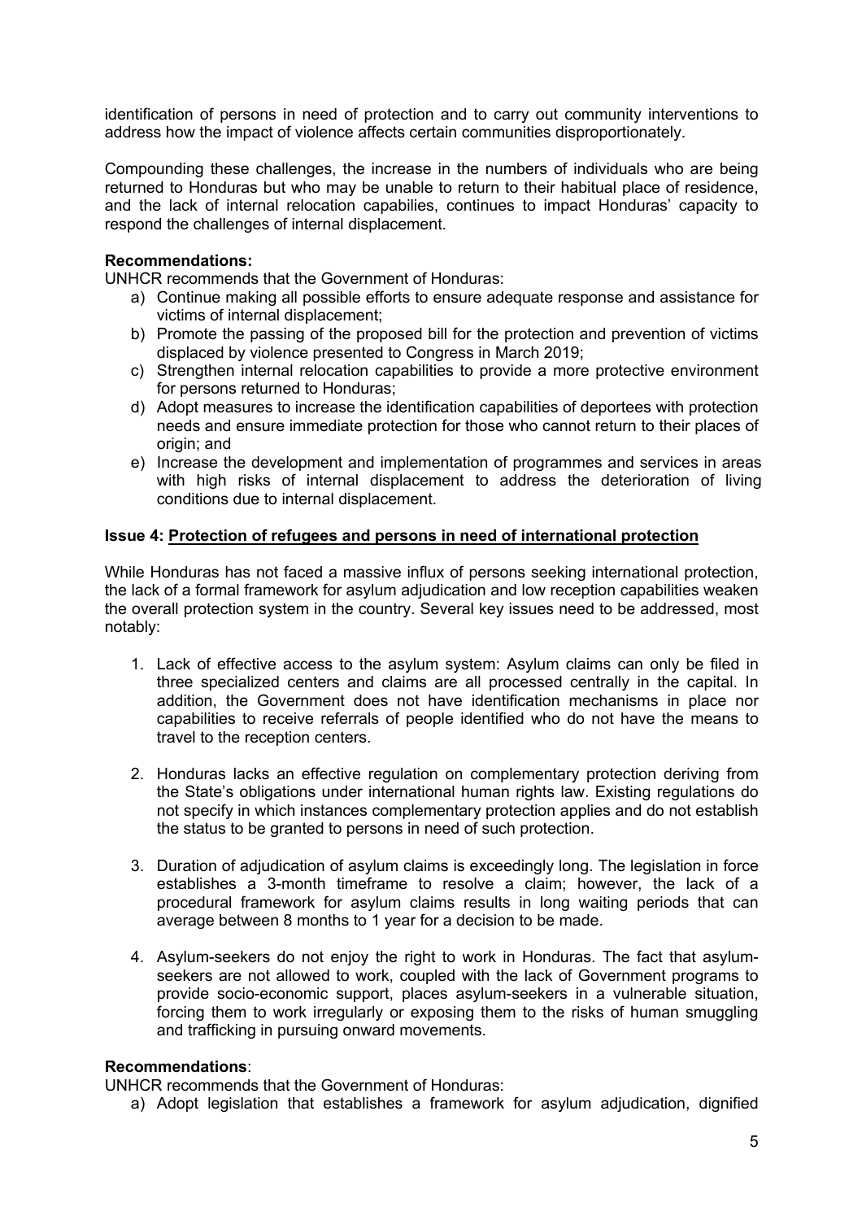identification of persons in need of protection and to carry out community interventions to address how the impact of violence affects certain communities disproportionately.

Compounding these challenges, the increase in the numbers of individuals who are being returned to Honduras but who may be unable to return to their habitual place of residence, and the lack of internal relocation capabilies, continues to impact Honduras' capacity to respond the challenges of internal displacement.

**Recommendations:**

UNHCR recommends that the Government of Honduras:

a) Continue making all possible efforts to ensure adequate response and assistance for victims of internal displacement;
b) Promote the passing of the proposed bill for the protection and prevention of victims displaced by violence presented to Congress in March 2019;
c) Strengthen internal relocation capabilities to provide a more protective environment for persons returned to Honduras;
d) Adopt measures to increase the identification capabilities of deportees with protection needs and ensure immediate protection for those who cannot return to their places of origin; and
e) Increase the development and implementation of programmes and services in areas with high risks of internal displacement to address the deterioration of living conditions due to internal displacement.

**Issue 4: <u>Protection of refugees and persons in need of international protection</u>**

While Honduras has not faced a massive influx of persons seeking international protection, the lack of a formal framework for asylum adjudication and low reception capabilities weaken the overall protection system in the country. Several key issues need to be addressed, most notably:

1. Lack of effective access to the asylum system: Asylum claims can only be filed in three specialized centers and claims are all processed centrally in the capital. In addition, the Government does not have identification mechanisms in place nor capabilities to receive referrals of people identified who do not have the means to travel to the reception centers.

2. Honduras lacks an effective regulation on complementary protection deriving from the State's obligations under international human rights law. Existing regulations do not specify in which instances complementary protection applies and do not establish the status to be granted to persons in need of such protection.

3. Duration of adjudication of asylum claims is exceedingly long. The legislation in force establishes a 3-month timeframe to resolve a claim; however, the lack of a procedural framework for asylum claims results in long waiting periods that can average between 8 months to 1 year for a decision to be made.

4. Asylum-seekers do not enjoy the right to work in Honduras. The fact that asylum-seekers are not allowed to work, coupled with the lack of Government programs to provide socio-economic support, places asylum-seekers in a vulnerable situation, forcing them to work irregularly or exposing them to the risks of human smuggling and trafficking in pursuing onward movements.

**Recommendations**:

UNHCR recommends that the Government of Honduras:

a) Adopt legislation that establishes a framework for asylum adjudication, dignified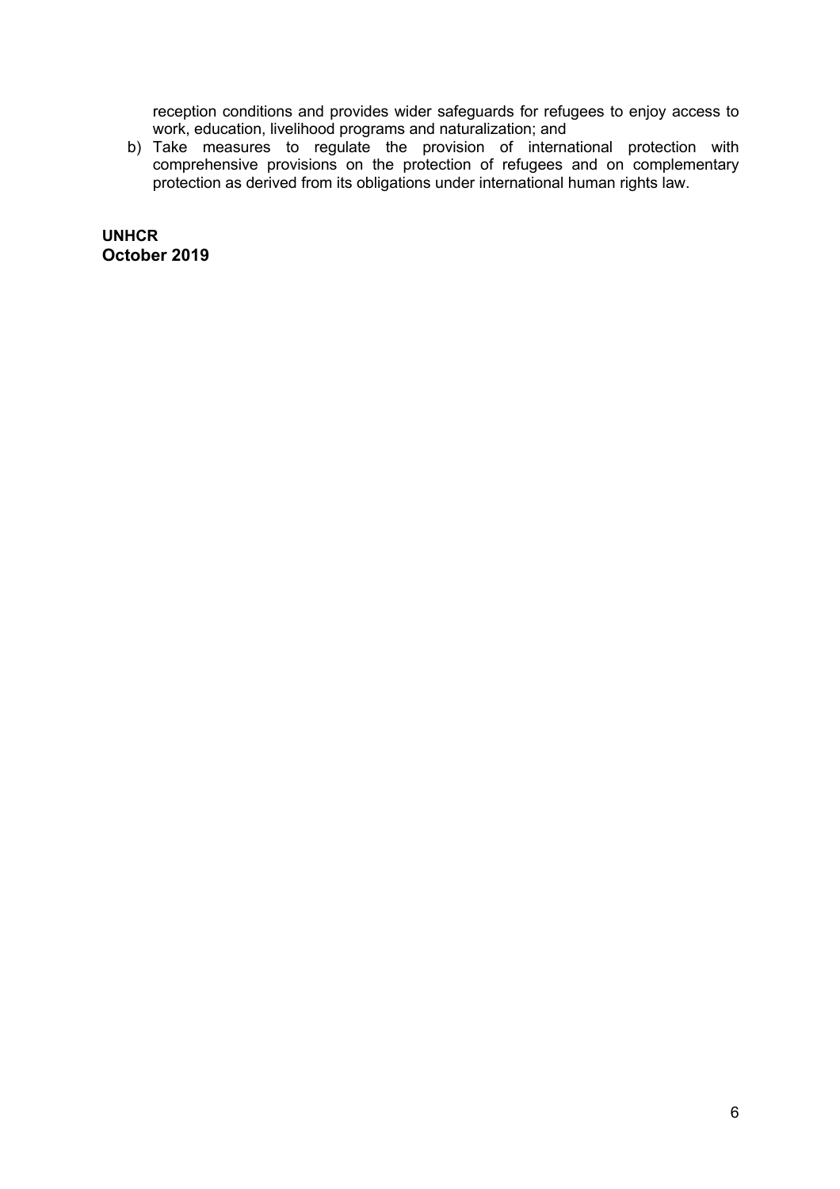reception conditions and provides wider safeguards for refugees to enjoy access to work, education, livelihood programs and naturalization; and

b) Take measures to regulate the provision of international protection with comprehensive provisions on the protection of refugees and on complementary protection as derived from its obligations under international human rights law.

**UNHCR**
**October 2019**